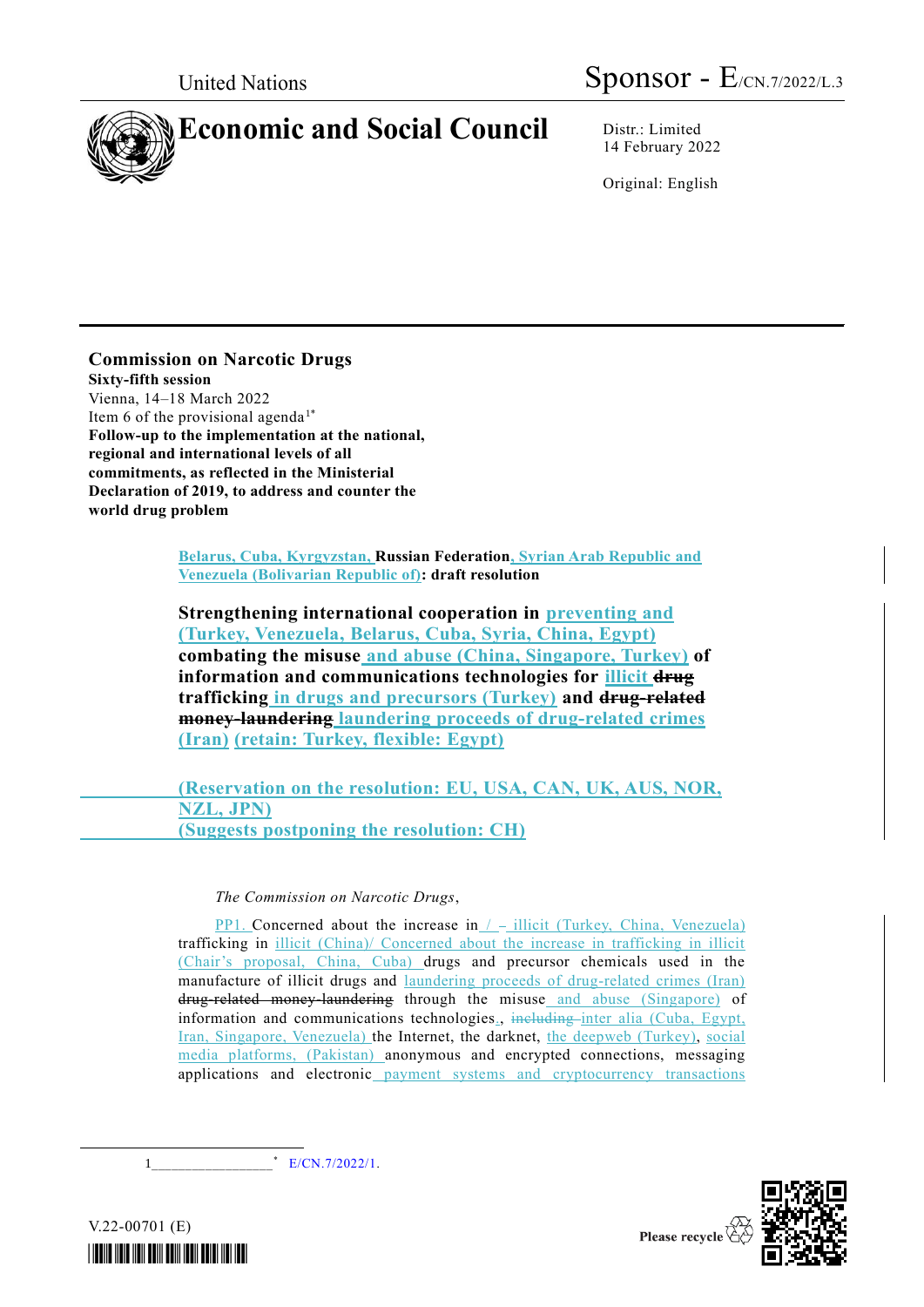United Nations

# Sponsor - E/CN.7/2022/L.3

# Economic and Social Council

Distr.: Limited
14 February 2022

Original: English

**Commission on Narcotic Drugs**
**Sixty-fifth session**
Vienna, 14–18 March 2022
Item 6 of the provisional agenda[1*]
**Follow-up to the implementation at the national, regional and international levels of all commitments, as reflected in the Ministerial Declaration of 2019, to address and counter the world drug problem**

**Belarus, Cuba, Kyrgyzstan, Russian Federation, Syrian Arab Republic and Venezuela (Bolivarian Republic of): draft resolution**

## Strengthening international cooperation in preventing and (Turkey, Venezuela, Belarus, Cuba, Syria, China, Egypt) combating the misuse and abuse (China, Singapore, Turkey) of information and communications technologies for illicit ~~drug~~ trafficking in drugs and precursors (Turkey) and ~~drug-related money-laundering~~ laundering proceeds of drug-related crimes (Iran) (retain: Turkey, flexible: Egypt)

**(Reservation on the resolution: EU, USA, CAN, UK, AUS, NOR, NZL, JPN)**
**(Suggests postponing the resolution: CH)**

*The Commission on Narcotic Drugs*,

PP1. Concerned about the increase in / – illicit (Turkey, China, Venezuela) trafficking in illicit (China)/ Concerned about the increase in trafficking in illicit (Chair's proposal, China, Cuba) drugs and precursor chemicals used in the manufacture of illicit drugs and laundering proceeds of drug-related crimes (Iran) ~~drug-related money-laundering~~ through the misuse and abuse (Singapore) of information and communications technologies., ~~including~~ inter alia (Cuba, Egypt, Iran, Singapore, Venezuela) the Internet, the darknet, the deepweb (Turkey), social media platforms, (Pakistan) anonymous and encrypted connections, messaging applications and electronic payment systems and cryptocurrency transactions

---

1* E/CN.7/2022/1.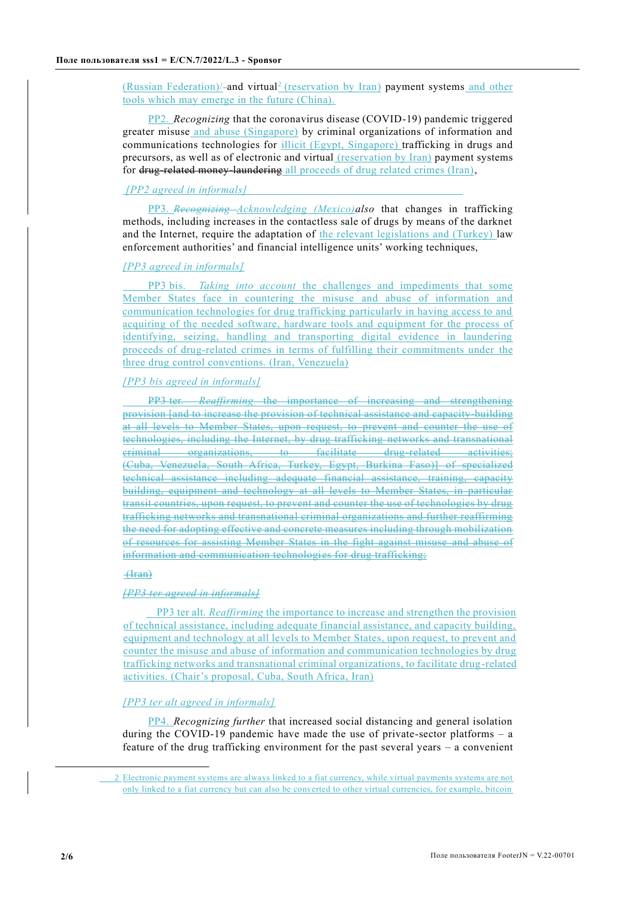(Russian Federation)/ and virtual[2] (reservation by Iran) payment systems and other tools which may emerge in the future (China).

PP2. *Recognizing* that the coronavirus disease (COVID-19) pandemic triggered greater misuse and abuse (Singapore) by criminal organizations of information and communications technologies for illicit (Egypt, Singapore) trafficking in drugs and precursors, as well as of electronic and virtual (reservation by Iran) payment systems for ~~drug-related money-laundering~~ all proceeds of drug related crimes (Iran),

*[PP2 agreed in informals]*

PP3. ~~*Recognizing*~~ *Acknowledging (Mexico) also* that changes in trafficking methods, including increases in the contactless sale of drugs by means of the darknet and the Internet, require the adaptation of the relevant legislations and (Turkey) law enforcement authorities' and financial intelligence units' working techniques,

*[PP3 agreed in informals]*

PP3 bis. *Taking into account* the challenges and impediments that some Member States face in countering the misuse and abuse of information and communication technologies for drug trafficking particularly in having access to and acquiring of the needed software, hardware tools and equipment for the process of identifying, seizing, handling and transporting digital evidence in laundering proceeds of drug-related crimes in terms of fulfilling their commitments under the three drug control conventions. (Iran, Venezuela)

*[PP3 bis agreed in informals]*

~~PP3 ter. *Reaffirming* the importance of increasing and strengthening provision [and to increase the provision of technical assistance and capacity-building at all levels to Member States, upon request, to prevent and counter the use of technologies, including the Internet, by drug trafficking networks and transnational criminal organizations, to facilitate drug-related activities; (Cuba, Venezuela, South Africa, Turkey, Egypt, Burkina Faso)] of specialized technical assistance including adequate financial assistance, training, capacity building, equipment and technology at all levels to Member States, in particular transit countries, upon request, to prevent and counter the use of technologies by drug trafficking networks and transnational criminal organizations and further reaffirming the need for adopting effective and concrete measures including through mobilization of resources for assisting Member States in the fight against misuse and abuse of information and communication technologies for drug trafficking;~~

~~(Iran)~~

~~*[PP3 ter agreed in informals]*~~

PP3 ter alt. *Reaffirming* the importance to increase and strengthen the provision of technical assistance, including adequate financial assistance, and capacity building, equipment and technology at all levels to Member States, upon request, to prevent and counter the misuse and abuse of information and communication technologies by drug trafficking networks and transnational criminal organizations, to facilitate drug-related activities. (Chair's proposal, Cuba, South Africa, Iran)

*[PP3 ter alt agreed in informals]*

PP4. *Recognizing further* that increased social distancing and general isolation during the COVID-19 pandemic have made the use of private-sector platforms – a feature of the drug trafficking environment for the past several years – a convenient

---

[2] Electronic payment systems are always linked to a fiat currency, while virtual payments systems are not only linked to a fiat currency but can also be converted to other virtual currencies, for example, bitcoin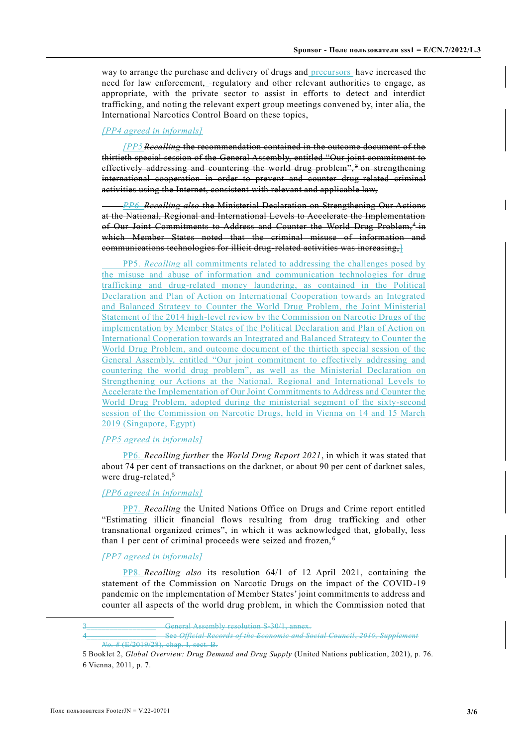way to arrange the purchase and delivery of drugs and precursors have increased the need for law enforcement, regulatory and other relevant authorities to engage, as appropriate, with the private sector to assist in efforts to detect and interdict trafficking, and noting the relevant expert group meetings convened by, inter alia, the International Narcotics Control Board on these topics,

*[PP4 agreed in informals]*

~~*[PP5 Recalling* the recommendation contained in the outcome document of the thirtieth special session of the General Assembly, entitled "Our joint commitment to effectively addressing and countering the world drug problem",[3] on strengthening international cooperation in order to prevent and counter drug-related criminal activities using the Internet, consistent with relevant and applicable law,~~

~~*PP6 Recalling also* the Ministerial Declaration on Strengthening Our Actions at the National, Regional and International Levels to Accelerate the Implementation of Our Joint Commitments to Address and Counter the World Drug Problem,[4] in which Member States noted that the criminal misuse of information and communications technologies for illicit drug-related activities was increasing,~~]

PP5. *Recalling* all commitments related to addressing the challenges posed by the misuse and abuse of information and communication technologies for drug trafficking and drug-related money laundering, as contained in the Political Declaration and Plan of Action on International Cooperation towards an Integrated and Balanced Strategy to Counter the World Drug Problem, the Joint Ministerial Statement of the 2014 high-level review by the Commission on Narcotic Drugs of the implementation by Member States of the Political Declaration and Plan of Action on International Cooperation towards an Integrated and Balanced Strategy to Counter the World Drug Problem, and outcome document of the thirtieth special session of the General Assembly, entitled "Our joint commitment to effectively addressing and countering the world drug problem", as well as the Ministerial Declaration on Strengthening our Actions at the National, Regional and International Levels to Accelerate the Implementation of Our Joint Commitments to Address and Counter the World Drug Problem, adopted during the ministerial segment of the sixty-second session of the Commission on Narcotic Drugs, held in Vienna on 14 and 15 March 2019 (Singapore, Egypt)

*[PP5 agreed in informals]*

PP6. *Recalling further* the *World Drug Report 2021*, in which it was stated that about 74 per cent of transactions on the darknet, or about 90 per cent of darknet sales, were drug-related,[5]

*[PP6 agreed in informals]*

PP7. *Recalling* the United Nations Office on Drugs and Crime report entitled "Estimating illicit financial flows resulting from drug trafficking and other transnational organized crimes", in which it was acknowledged that, globally, less than 1 per cent of criminal proceeds were seized and frozen,[6]

*[PP7 agreed in informals]*

PP8. *Recalling also* its resolution 64/1 of 12 April 2021, containing the statement of the Commission on Narcotic Drugs on the impact of the COVID-19 pandemic on the implementation of Member States' joint commitments to address and counter all aspects of the world drug problem, in which the Commission noted that

---

~~3 General Assembly resolution S-30/1, annex.~~

~~4 See *Official Records of the Economic and Social Council, 2019, Supplement No. 8* (E/2019/28), chap. I, sect. B.~~

5 Booklet 2, *Global Overview: Drug Demand and Drug Supply* (United Nations publication, 2021), p. 76.

6 Vienna, 2011, p. 7.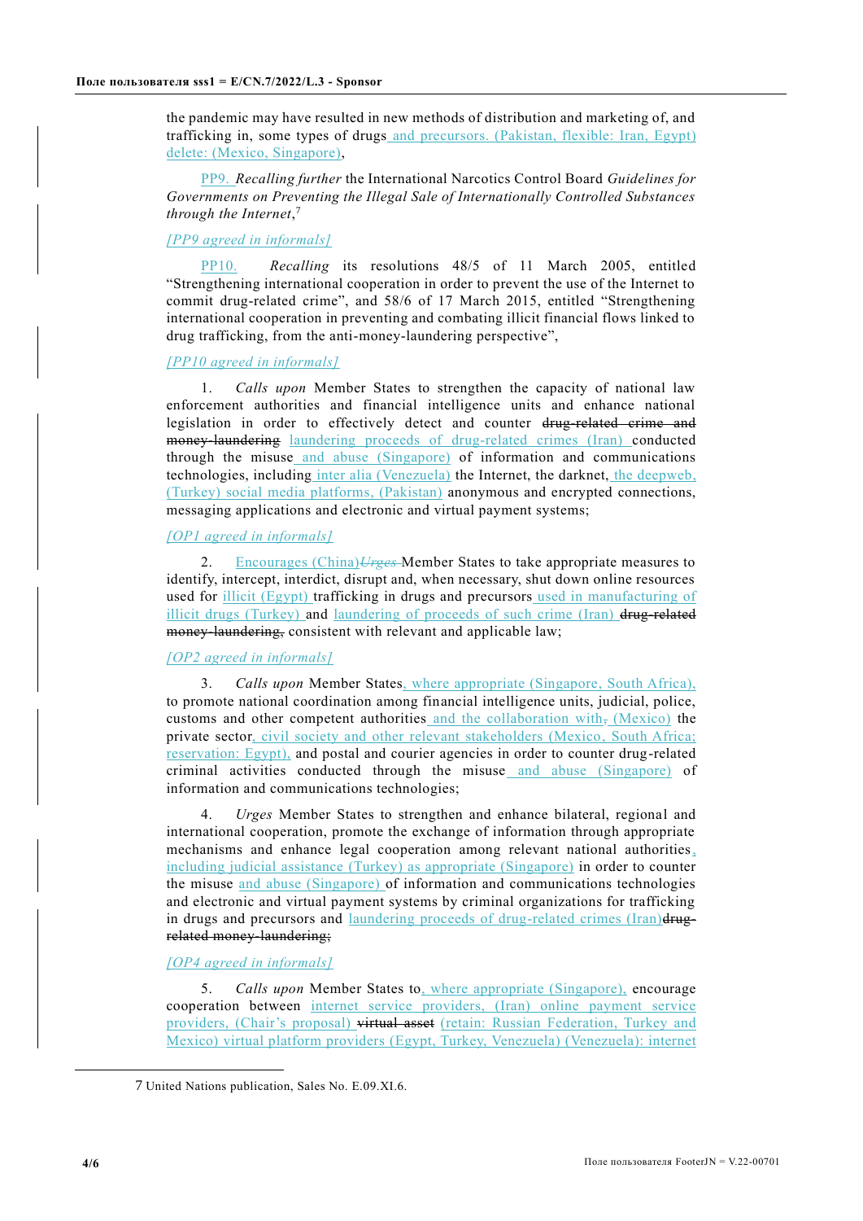the pandemic may have resulted in new methods of distribution and marketing of, and trafficking in, some types of drugs and precursors. (Pakistan, flexible: Iran, Egypt) delete: (Mexico, Singapore),

PP9. *Recalling further* the International Narcotics Control Board *Guidelines for Governments on Preventing the Illegal Sale of Internationally Controlled Substances through the Internet*,[7]

*[PP9 agreed in informals]*

PP10. *Recalling* its resolutions 48/5 of 11 March 2005, entitled "Strengthening international cooperation in order to prevent the use of the Internet to commit drug-related crime", and 58/6 of 17 March 2015, entitled "Strengthening international cooperation in preventing and combating illicit financial flows linked to drug trafficking, from the anti-money-laundering perspective",

*[PP10 agreed in informals]*

1. *Calls upon* Member States to strengthen the capacity of national law enforcement authorities and financial intelligence units and enhance national legislation in order to effectively detect and counter ~~drug-related crime and money-laundering~~ laundering proceeds of drug-related crimes (Iran) conducted through the misuse and abuse (Singapore) of information and communications technologies, including inter alia (Venezuela) the Internet, the darknet, the deepweb, (Turkey) social media platforms, (Pakistan) anonymous and encrypted connections, messaging applications and electronic and virtual payment systems;

*[OP1 agreed in informals]*

2. Encourages (China)~~*Urges*~~ Member States to take appropriate measures to identify, intercept, interdict, disrupt and, when necessary, shut down online resources used for illicit (Egypt) trafficking in drugs and precursors used in manufacturing of illicit drugs (Turkey) and laundering of proceeds of such crime (Iran) ~~drug-related money-laundering,~~ consistent with relevant and applicable law;

*[OP2 agreed in informals]*

3. *Calls upon* Member States, where appropriate (Singapore, South Africa), to promote national coordination among financial intelligence units, judicial, police, customs and other competent authorities and the collaboration with~~,~~ (Mexico) the private sector, civil society and other relevant stakeholders (Mexico, South Africa; reservation: Egypt), and postal and courier agencies in order to counter drug-related criminal activities conducted through the misuse and abuse (Singapore) of information and communications technologies;

4. *Urges* Member States to strengthen and enhance bilateral, regional and international cooperation, promote the exchange of information through appropriate mechanisms and enhance legal cooperation among relevant national authorities, including judicial assistance (Turkey) as appropriate (Singapore) in order to counter the misuse and abuse (Singapore) of information and communications technologies and electronic and virtual payment systems by criminal organizations for trafficking in drugs and precursors and laundering proceeds of drug-related crimes (Iran)~~drug-related money-laundering~~;

*[OP4 agreed in informals]*

5. *Calls upon* Member States to, where appropriate (Singapore), encourage cooperation between internet service providers, (Iran) online payment service providers, (Chair's proposal) ~~virtual asset~~ (retain: Russian Federation, Turkey and Mexico) virtual platform providers (Egypt, Turkey, Venezuela) (Venezuela): internet

---

[7] United Nations publication, Sales No. E.09.XI.6.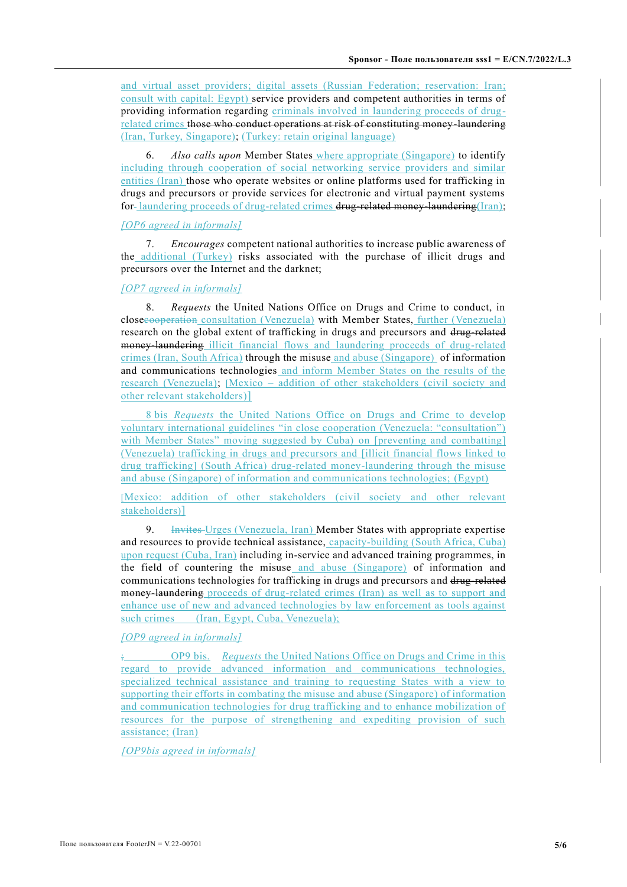and virtual asset providers; digital assets (Russian Federation; reservation: Iran; consult with capital: Egypt) service providers and competent authorities in terms of providing information regarding criminals involved in laundering proceeds of drug-related crimes ~~those who conduct operations at risk of constituting money-laundering~~ (Iran, Turkey, Singapore); (Turkey: retain original language)

6. *Also calls upon* Member States where appropriate (Singapore) to identify including through cooperation of social networking service providers and similar entities (Iran) those who operate websites or online platforms used for trafficking in drugs and precursors or provide services for electronic and virtual payment systems for laundering proceeds of drug-related crimes ~~drug-related money-laundering~~(Iran);

*[OP6 agreed in informals]*

7. *Encourages* competent national authorities to increase public awareness of the additional (Turkey) risks associated with the purchase of illicit drugs and precursors over the Internet and the darknet;

*[OP7 agreed in informals]*

8. *Requests* the United Nations Office on Drugs and Crime to conduct, in close~~cooperation~~ consultation (Venezuela) with Member States, further (Venezuela) research on the global extent of trafficking in drugs and precursors and ~~drug-related money-laundering~~ illicit financial flows and laundering proceeds of drug-related crimes (Iran, South Africa) through the misuse and abuse (Singapore) of information and communications technologies and inform Member States on the results of the research (Venezuela); [Mexico – addition of other stakeholders (civil society and other relevant stakeholders)]

8 bis *Requests* the United Nations Office on Drugs and Crime to develop voluntary international guidelines "in close cooperation (Venezuela: "consultation") with Member States" moving suggested by Cuba) on [preventing and combatting] (Venezuela) trafficking in drugs and precursors and [illicit financial flows linked to drug trafficking] (South Africa) drug-related money-laundering through the misuse and abuse (Singapore) of information and communications technologies; (Egypt)

[Mexico: addition of other stakeholders (civil society and other relevant stakeholders)]

9. ~~Invites~~ Urges (Venezuela, Iran) Member States with appropriate expertise and resources to provide technical assistance, capacity-building (South Africa, Cuba) upon request (Cuba, Iran) including in-service and advanced training programmes, in the field of countering the misuse and abuse (Singapore) of information and communications technologies for trafficking in drugs and precursors and ~~drug-related money-laundering~~ proceeds of drug-related crimes (Iran) as well as to support and enhance use of new and advanced technologies by law enforcement as tools against such crimes (Iran, Egypt, Cuba, Venezuela);

*[OP9 agreed in informals]*

~~;~~ OP9 bis. *Requests* the United Nations Office on Drugs and Crime in this regard to provide advanced information and communications technologies, specialized technical assistance and training to requesting States with a view to supporting their efforts in combating the misuse and abuse (Singapore) of information and communication technologies for drug trafficking and to enhance mobilization of resources for the purpose of strengthening and expediting provision of such assistance; (Iran)

*[OP9bis agreed in informals]*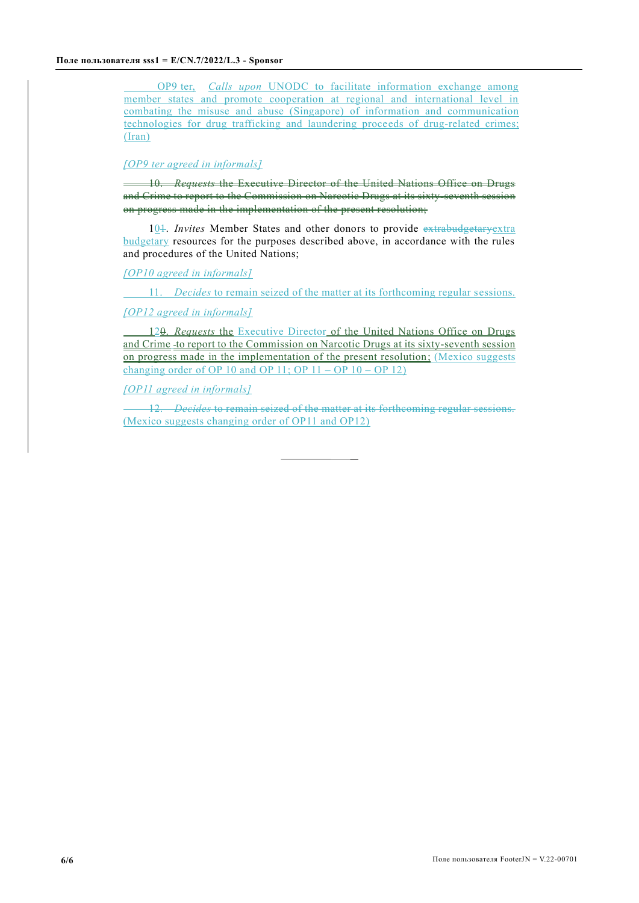OP9 ter, *Calls upon* UNODC to facilitate information exchange among member states and promote cooperation at regional and international level in combating the misuse and abuse (Singapore) of information and communication technologies for drug trafficking and laundering proceeds of drug-related crimes; (Iran)

*[OP9 ter agreed in informals]*

~~10. *Requests* the Executive Director of the United Nations Office on Drugs and Crime to report to the Commission on Narcotic Drugs at its sixty-seventh session on progress made in the implementation of the present resolution;~~

10~~1~~. *Invites* Member States and other donors to provide ~~extrabudgetary~~extra budgetary resources for the purposes described above, in accordance with the rules and procedures of the United Nations;

*[OP10 agreed in informals]*

11. *Decides* to remain seized of the matter at its forthcoming regular sessions.

*[OP12 agreed in informals]*

12~~0~~. *Requests* the Executive Director of the United Nations Office on Drugs and Crime ~~-~~to report to the Commission on Narcotic Drugs at its sixty-seventh session on progress made in the implementation of the present resolution; (Mexico suggests changing order of OP 10 and OP 11; OP 11 – OP 10 – OP 12)

*[OP11 agreed in informals]*

~~12. *Decides* to remain seized of the matter at its forthcoming regular sessions.~~ (Mexico suggests changing order of OP11 and OP12)